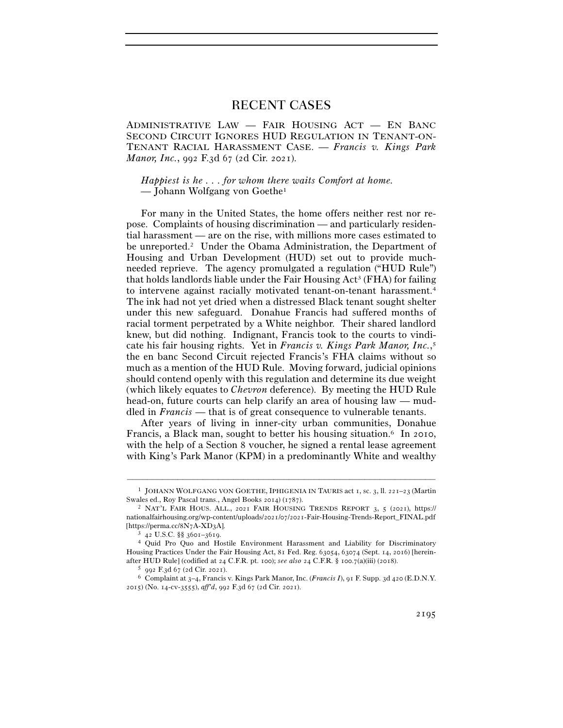# RECENT CASES

ADMINISTRATIVE LAW — FAIR HOUSING ACT — EN BANC SECOND CIRCUIT IGNORES HUD REGULATION IN TENANT-ON-TENANT RACIAL HARASSMENT CASE. — *Francis v. Kings Park Manor, Inc.*, 992 F.3d 67 (2d Cir. 2021).

> *Happiest is he . . . for whom there waits Comfort at home.*
> — Johann Wolfgang von Goethe[1]

For many in the United States, the home offers neither rest nor repose. Complaints of housing discrimination — and particularly residential harassment — are on the rise, with millions more cases estimated to be unreported.[2] Under the Obama Administration, the Department of Housing and Urban Development (HUD) set out to provide much-needed reprieve. The agency promulgated a regulation ("HUD Rule") that holds landlords liable under the Fair Housing Act[3] (FHA) for failing to intervene against racially motivated tenant-on-tenant harassment.[4] The ink had not yet dried when a distressed Black tenant sought shelter under this new safeguard. Donahue Francis had suffered months of racial torment perpetrated by a White neighbor. Their shared landlord knew, but did nothing. Indignant, Francis took to the courts to vindicate his fair housing rights. Yet in *Francis v. Kings Park Manor, Inc.*,[5] the en banc Second Circuit rejected Francis's FHA claims without so much as a mention of the HUD Rule. Moving forward, judicial opinions should contend openly with this regulation and determine its due weight (which likely equates to *Chevron* deference). By meeting the HUD Rule head-on, future courts can help clarify an area of housing law — muddled in *Francis* — that is of great consequence to vulnerable tenants.

After years of living in inner-city urban communities, Donahue Francis, a Black man, sought to better his housing situation.[6] In 2010, with the help of a Section 8 voucher, he signed a rental lease agreement with King's Park Manor (KPM) in a predominantly White and wealthy

---

[1] JOHANN WOLFGANG VON GOETHE, IPHIGENIA IN TAURIS act 1, sc. 3, ll. 221–23 (Martin Swales ed., Roy Pascal trans., Angel Books 2014) (1787).

[2] NAT'L FAIR HOUS. ALL., 2021 FAIR HOUSING TRENDS REPORT 3, 5 (2021), https://nationalfairhousing.org/wp-content/uploads/2021/07/2021-Fair-Housing-Trends-Report_FINAL.pdf [https://perma.cc/8N7A-XD3A].

[3] 42 U.S.C. §§ 3601–3619.

[4] Quid Pro Quo and Hostile Environment Harassment and Liability for Discriminatory Housing Practices Under the Fair Housing Act, 81 Fed. Reg. 63054, 63074 (Sept. 14, 2016) [hereinafter HUD Rule] (codified at 24 C.F.R. pt. 100); *see also* 24 C.F.R. § 100.7(a)(iii) (2018).

[5] 992 F.3d 67 (2d Cir. 2021).

[6] Complaint at 3–4, Francis v. Kings Park Manor, Inc. (*Francis I*), 91 F. Supp. 3d 420 (E.D.N.Y. 2015) (No. 14-cv-3555), *aff'd*, 992 F.3d 67 (2d Cir. 2021).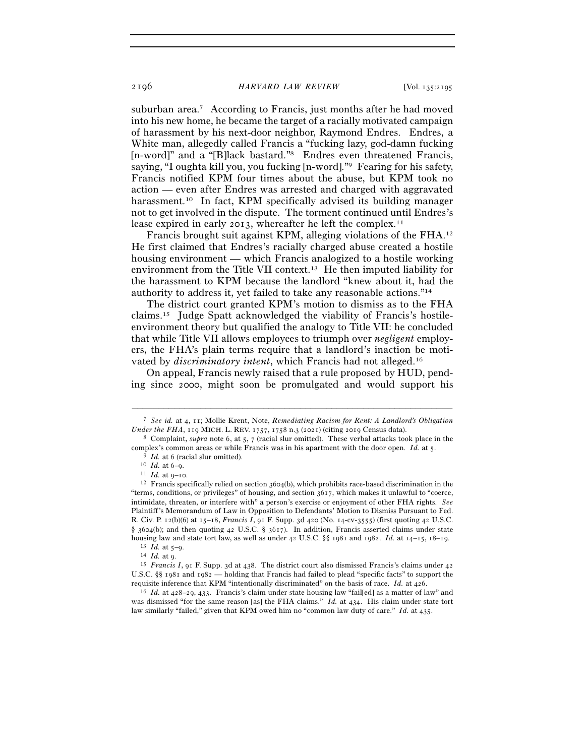suburban area.[7] According to Francis, just months after he had moved into his new home, he became the target of a racially motivated campaign of harassment by his next-door neighbor, Raymond Endres. Endres, a White man, allegedly called Francis a "fucking lazy, god-damn fucking [n-word]" and a "[B]lack bastard."[8] Endres even threatened Francis, saying, "I oughta kill you, you fucking [n-word]."[9] Fearing for his safety, Francis notified KPM four times about the abuse, but KPM took no action — even after Endres was arrested and charged with aggravated harassment.[10] In fact, KPM specifically advised its building manager not to get involved in the dispute. The torment continued until Endres's lease expired in early 2013, whereafter he left the complex.[11]

Francis brought suit against KPM, alleging violations of the FHA.[12] He first claimed that Endres's racially charged abuse created a hostile housing environment — which Francis analogized to a hostile working environment from the Title VII context.[13] He then imputed liability for the harassment to KPM because the landlord "knew about it, had the authority to address it, yet failed to take any reasonable actions."[14]

The district court granted KPM's motion to dismiss as to the FHA claims.[15] Judge Spatt acknowledged the viability of Francis's hostile-environment theory but qualified the analogy to Title VII: he concluded that while Title VII allows employees to triumph over *negligent* employers, the FHA's plain terms require that a landlord's inaction be motivated by *discriminatory intent*, which Francis had not alleged.[16]

On appeal, Francis newly raised that a rule proposed by HUD, pending since 2000, might soon be promulgated and would support his

---

[7] *See id.* at 4, 11; Mollie Krent, Note, *Remediating Racism for Rent: A Landlord's Obligation Under the FHA*, 119 MICH. L. REV. 1757, 1758 n.3 (2021) (citing 2019 Census data).

[8] Complaint, *supra* note 6, at 5, 7 (racial slur omitted). These verbal attacks took place in the complex's common areas or while Francis was in his apartment with the door open. *Id.* at 5.

[9] *Id.* at 6 (racial slur omitted).

[10] *Id.* at 6–9.

[11] *Id.* at 9–10.

[12] Francis specifically relied on section 3604(b), which prohibits race-based discrimination in the "terms, conditions, or privileges" of housing, and section 3617, which makes it unlawful to "coerce, intimidate, threaten, or interfere with" a person's exercise or enjoyment of other FHA rights. *See* Plaintiff's Memorandum of Law in Opposition to Defendants' Motion to Dismiss Pursuant to Fed. R. Civ. P. 12(b)(6) at 15–18, *Francis I*, 91 F. Supp. 3d 420 (No. 14-cv-3555) (first quoting 42 U.S.C. § 3604(b); and then quoting 42 U.S.C. § 3617). In addition, Francis asserted claims under state housing law and state tort law, as well as under 42 U.S.C. §§ 1981 and 1982. *Id.* at 14–15, 18–19.

[13] *Id.* at 5–9.

[14] *Id.* at 9.

[15] *Francis I*, 91 F. Supp. 3d at 438. The district court also dismissed Francis's claims under 42 U.S.C. §§ 1981 and 1982 — holding that Francis had failed to plead "specific facts" to support the requisite inference that KPM "intentionally discriminated" on the basis of race. *Id.* at 426.

[16] *Id.* at 428–29, 433. Francis's claim under state housing law "fail[ed] as a matter of law" and was dismissed "for the same reason [as] the FHA claims." *Id.* at 434. His claim under state tort law similarly "failed," given that KPM owed him no "common law duty of care." *Id.* at 435.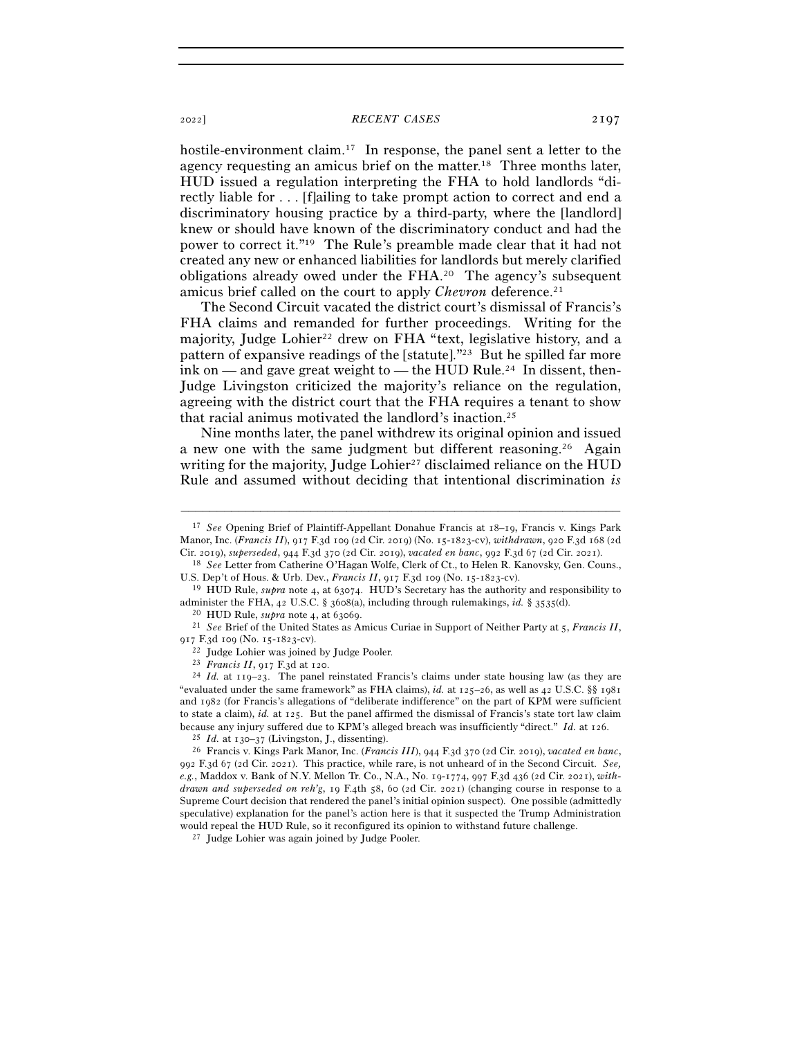hostile-environment claim.[17] In response, the panel sent a letter to the agency requesting an amicus brief on the matter.[18] Three months later, HUD issued a regulation interpreting the FHA to hold landlords "directly liable for . . . [f]ailing to take prompt action to correct and end a discriminatory housing practice by a third-party, where the [landlord] knew or should have known of the discriminatory conduct and had the power to correct it."[19] The Rule's preamble made clear that it had not created any new or enhanced liabilities for landlords but merely clarified obligations already owed under the FHA.[20] The agency's subsequent amicus brief called on the court to apply *Chevron* deference.[21]

The Second Circuit vacated the district court's dismissal of Francis's FHA claims and remanded for further proceedings. Writing for the majority, Judge Lohier[22] drew on FHA "text, legislative history, and a pattern of expansive readings of the [statute]."[23] But he spilled far more ink on — and gave great weight to — the HUD Rule.[24] In dissent, then-Judge Livingston criticized the majority's reliance on the regulation, agreeing with the district court that the FHA requires a tenant to show that racial animus motivated the landlord's inaction.[25]

Nine months later, the panel withdrew its original opinion and issued a new one with the same judgment but different reasoning.[26] Again writing for the majority, Judge Lohier[27] disclaimed reliance on the HUD Rule and assumed without deciding that intentional discrimination *is*

---

[17] *See* Opening Brief of Plaintiff-Appellant Donahue Francis at 18–19, Francis v. Kings Park Manor, Inc. (*Francis II*), 917 F.3d 109 (2d Cir. 2019) (No. 15-1823-cv), *withdrawn*, 920 F.3d 168 (2d Cir. 2019), *superseded*, 944 F.3d 370 (2d Cir. 2019), *vacated en banc*, 992 F.3d 67 (2d Cir. 2021).

[18] *See* Letter from Catherine O'Hagan Wolfe, Clerk of Ct., to Helen R. Kanovsky, Gen. Couns., U.S. Dep't of Hous. & Urb. Dev., *Francis II*, 917 F.3d 109 (No. 15-1823-cv).

[19] HUD Rule, *supra* note 4, at 63074. HUD's Secretary has the authority and responsibility to administer the FHA, 42 U.S.C. § 3608(a), including through rulemakings, *id.* § 3535(d).

[20] HUD Rule, *supra* note 4, at 63069.

[21] *See* Brief of the United States as Amicus Curiae in Support of Neither Party at 5, *Francis II*, 917 F.3d 109 (No. 15-1823-cv).

[22] Judge Lohier was joined by Judge Pooler.

[23] *Francis II*, 917 F.3d at 120.

[24] *Id.* at 119–23. The panel reinstated Francis's claims under state housing law (as they are "evaluated under the same framework" as FHA claims), *id.* at 125–26, as well as 42 U.S.C. §§ 1981 and 1982 (for Francis's allegations of "deliberate indifference" on the part of KPM were sufficient to state a claim), *id.* at 125. But the panel affirmed the dismissal of Francis's state tort law claim because any injury suffered due to KPM's alleged breach was insufficiently "direct." *Id.* at 126.

[25] *Id.* at 130–37 (Livingston, J., dissenting).

[26] Francis v. Kings Park Manor, Inc. (*Francis III*), 944 F.3d 370 (2d Cir. 2019), *vacated en banc*, 992 F.3d 67 (2d Cir. 2021). This practice, while rare, is not unheard of in the Second Circuit. *See, e.g.*, Maddox v. Bank of N.Y. Mellon Tr. Co., N.A., No. 19-1774, 997 F.3d 436 (2d Cir. 2021), *withdrawn and superseded on reh'g*, 19 F.4th 58, 60 (2d Cir. 2021) (changing course in response to a Supreme Court decision that rendered the panel's initial opinion suspect). One possible (admittedly speculative) explanation for the panel's action here is that it suspected the Trump Administration would repeal the HUD Rule, so it reconfigured its opinion to withstand future challenge.

[27] Judge Lohier was again joined by Judge Pooler.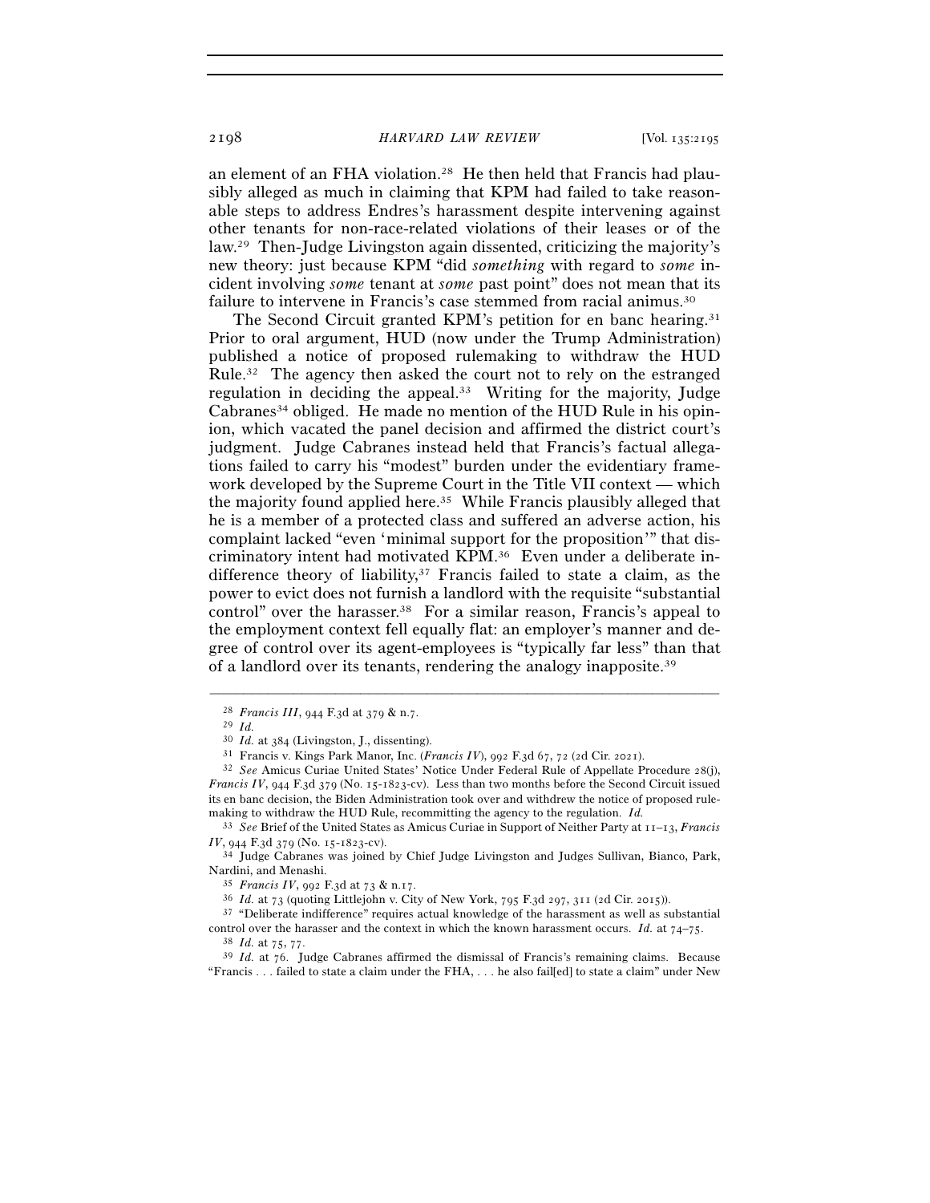an element of an FHA violation.[28] He then held that Francis had plausibly alleged as much in claiming that KPM had failed to take reasonable steps to address Endres's harassment despite intervening against other tenants for non-race-related violations of their leases or of the law.[29] Then-Judge Livingston again dissented, criticizing the majority's new theory: just because KPM "did *something* with regard to *some* incident involving *some* tenant at *some* past point" does not mean that its failure to intervene in Francis's case stemmed from racial animus.[30]

The Second Circuit granted KPM's petition for en banc hearing.[31] Prior to oral argument, HUD (now under the Trump Administration) published a notice of proposed rulemaking to withdraw the HUD Rule.[32] The agency then asked the court not to rely on the estranged regulation in deciding the appeal.[33] Writing for the majority, Judge Cabranes[34] obliged. He made no mention of the HUD Rule in his opinion, which vacated the panel decision and affirmed the district court's judgment. Judge Cabranes instead held that Francis's factual allegations failed to carry his "modest" burden under the evidentiary framework developed by the Supreme Court in the Title VII context — which the majority found applied here.[35] While Francis plausibly alleged that he is a member of a protected class and suffered an adverse action, his complaint lacked "even 'minimal support for the proposition'" that discriminatory intent had motivated KPM.[36] Even under a deliberate indifference theory of liability,[37] Francis failed to state a claim, as the power to evict does not furnish a landlord with the requisite "substantial control" over the harasser.[38] For a similar reason, Francis's appeal to the employment context fell equally flat: an employer's manner and degree of control over its agent-employees is "typically far less" than that of a landlord over its tenants, rendering the analogy inapposite.[39]

---

[28] *Francis III*, 944 F.3d at 379 & n.7.

[29] *Id.*

[30] *Id.* at 384 (Livingston, J., dissenting).

[31] Francis v. Kings Park Manor, Inc. (*Francis IV*), 992 F.3d 67, 72 (2d Cir. 2021).

[32] *See* Amicus Curiae United States' Notice Under Federal Rule of Appellate Procedure 28(j), *Francis IV*, 944 F.3d 379 (No. 15-1823-cv). Less than two months before the Second Circuit issued its en banc decision, the Biden Administration took over and withdrew the notice of proposed rulemaking to withdraw the HUD Rule, recommitting the agency to the regulation. *Id.*

[33] *See* Brief of the United States as Amicus Curiae in Support of Neither Party at 11–13, *Francis IV*, 944 F.3d 379 (No. 15-1823-cv).

[34] Judge Cabranes was joined by Chief Judge Livingston and Judges Sullivan, Bianco, Park, Nardini, and Menashi.

[35] *Francis IV*, 992 F.3d at 73 & n.17.

[36] *Id.* at 73 (quoting Littlejohn v. City of New York, 795 F.3d 297, 311 (2d Cir. 2015)).

[37] "Deliberate indifference" requires actual knowledge of the harassment as well as substantial control over the harasser and the context in which the known harassment occurs. *Id.* at 74–75.

[38] *Id.* at 75, 77.

[39] *Id.* at 76. Judge Cabranes affirmed the dismissal of Francis's remaining claims. Because "Francis . . . failed to state a claim under the FHA, . . . he also fail[ed] to state a claim" under New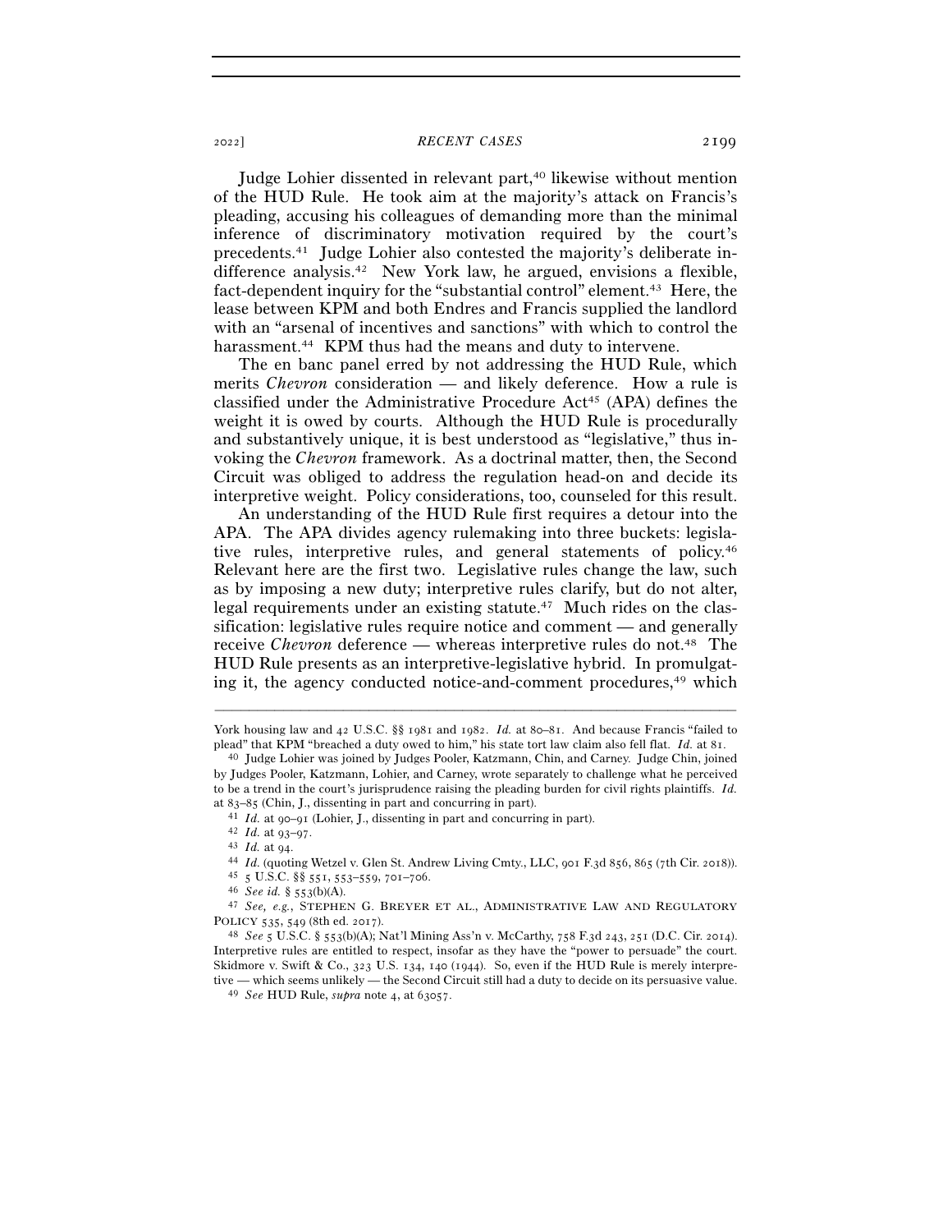Judge Lohier dissented in relevant part,[40] likewise without mention of the HUD Rule. He took aim at the majority's attack on Francis's pleading, accusing his colleagues of demanding more than the minimal inference of discriminatory motivation required by the court's precedents.[41] Judge Lohier also contested the majority's deliberate indifference analysis.[42] New York law, he argued, envisions a flexible, fact-dependent inquiry for the "substantial control" element.[43] Here, the lease between KPM and both Endres and Francis supplied the landlord with an "arsenal of incentives and sanctions" with which to control the harassment.[44] KPM thus had the means and duty to intervene.

The en banc panel erred by not addressing the HUD Rule, which merits *Chevron* consideration — and likely deference. How a rule is classified under the Administrative Procedure Act[45] (APA) defines the weight it is owed by courts. Although the HUD Rule is procedurally and substantively unique, it is best understood as "legislative," thus invoking the *Chevron* framework. As a doctrinal matter, then, the Second Circuit was obliged to address the regulation head-on and decide its interpretive weight. Policy considerations, too, counseled for this result.

An understanding of the HUD Rule first requires a detour into the APA. The APA divides agency rulemaking into three buckets: legislative rules, interpretive rules, and general statements of policy.[46] Relevant here are the first two. Legislative rules change the law, such as by imposing a new duty; interpretive rules clarify, but do not alter, legal requirements under an existing statute.[47] Much rides on the classification: legislative rules require notice and comment — and generally receive *Chevron* deference — whereas interpretive rules do not.[48] The HUD Rule presents as an interpretive-legislative hybrid. In promulgating it, the agency conducted notice-and-comment procedures,[49] which

---

York housing law and 42 U.S.C. §§ 1981 and 1982. *Id.* at 80–81. And because Francis "failed to plead" that KPM "breached a duty owed to him," his state tort law claim also fell flat. *Id.* at 81.

[40] Judge Lohier was joined by Judges Pooler, Katzmann, Chin, and Carney. Judge Chin, joined by Judges Pooler, Katzmann, Lohier, and Carney, wrote separately to challenge what he perceived to be a trend in the court's jurisprudence raising the pleading burden for civil rights plaintiffs. *Id.* at 83–85 (Chin, J., dissenting in part and concurring in part).

[41] *Id.* at 90–91 (Lohier, J., dissenting in part and concurring in part).

[42] *Id.* at 93–97.

[43] *Id.* at 94.

[44] *Id.* (quoting Wetzel v. Glen St. Andrew Living Cmty., LLC, 901 F.3d 856, 865 (7th Cir. 2018)).

[45] 5 U.S.C. §§ 551, 553–559, 701–706.

[46] *See id.* § 553(b)(A).

[47] *See, e.g.*, STEPHEN G. BREYER ET AL., ADMINISTRATIVE LAW AND REGULATORY POLICY 535, 549 (8th ed. 2017).

[48] *See* 5 U.S.C. § 553(b)(A); Nat'l Mining Ass'n v. McCarthy, 758 F.3d 243, 251 (D.C. Cir. 2014). Interpretive rules are entitled to respect, insofar as they have the "power to persuade" the court. Skidmore v. Swift & Co., 323 U.S. 134, 140 (1944). So, even if the HUD Rule is merely interpretive — which seems unlikely — the Second Circuit still had a duty to decide on its persuasive value.

[49] *See* HUD Rule, *supra* note 4, at 63057.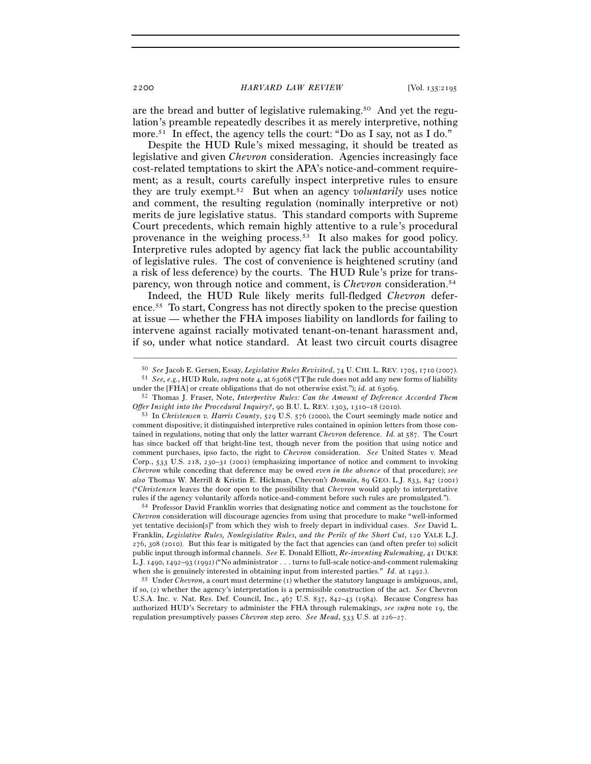are the bread and butter of legislative rulemaking.[50] And yet the regulation's preamble repeatedly describes it as merely interpretive, nothing more.[51] In effect, the agency tells the court: "Do as I say, not as I do."

Despite the HUD Rule's mixed messaging, it should be treated as legislative and given *Chevron* consideration. Agencies increasingly face cost-related temptations to skirt the APA's notice-and-comment requirement; as a result, courts carefully inspect interpretive rules to ensure they are truly exempt.[52] But when an agency *voluntarily* uses notice and comment, the resulting regulation (nominally interpretive or not) merits de jure legislative status. This standard comports with Supreme Court precedents, which remain highly attentive to a rule's procedural provenance in the weighing process.[53] It also makes for good policy. Interpretive rules adopted by agency fiat lack the public accountability of legislative rules. The cost of convenience is heightened scrutiny (and a risk of less deference) by the courts. The HUD Rule's prize for transparency, won through notice and comment, is *Chevron* consideration.[54]

Indeed, the HUD Rule likely merits full-fledged *Chevron* deference.[55] To start, Congress has not directly spoken to the precise question at issue — whether the FHA imposes liability on landlords for failing to intervene against racially motivated tenant-on-tenant harassment and, if so, under what notice standard. At least two circuit courts disagree

---

[50] *See* Jacob E. Gersen, Essay, *Legislative Rules Revisited*, 74 U. CHI. L. REV. 1705, 1710 (2007).

[51] *See, e.g.*, HUD Rule, *supra* note 4, at 63068 ("[T]he rule does not add any new forms of liability under the [FHA] or create obligations that do not otherwise exist."); *id.* at 63069.

[52] Thomas J. Fraser, Note, *Interpretive Rules: Can the Amount of Deference Accorded Them Offer Insight into the Procedural Inquiry?*, 90 B.U. L. REV. 1303, 1310–18 (2010).

[53] In *Christensen v. Harris County*, 529 U.S. 576 (2000), the Court seemingly made notice and comment dispositive; it distinguished interpretive rules contained in opinion letters from those contained in regulations, noting that only the latter warrant *Chevron* deference. *Id.* at 587. The Court has since backed off that bright-line test, though never from the position that using notice and comment purchases, ipso facto, the right to *Chevron* consideration. *See* United States v. Mead Corp., 533 U.S. 218, 230–31 (2001) (emphasizing importance of notice and comment to invoking *Chevron* while conceding that deference may be owed *even in the absence* of that procedure); *see also* Thomas W. Merrill & Kristin E. Hickman, Chevron*'s Domain*, 89 GEO. L.J. 833, 847 (2001) ("*Christensen* leaves the door open to the possibility that *Chevron* would apply to interpretative rules if the agency voluntarily affords notice-and-comment before such rules are promulgated.").

[54] Professor David Franklin worries that designating notice and comment as the touchstone for *Chevron* consideration will discourage agencies from using that procedure to make "well-informed yet tentative decision[s]" from which they wish to freely depart in individual cases. *See* David L. Franklin, *Legislative Rules, Nonlegislative Rules, and the Perils of the Short Cut*, 120 YALE L.J. 276, 308 (2010). But this fear is mitigated by the fact that agencies can (and often prefer to) solicit public input through informal channels. *See* E. Donald Elliott, *Re-inventing Rulemaking*, 41 DUKE L.J. 1490, 1492–93 (1992) ("No administrator . . . turns to full-scale notice-and-comment rulemaking when she is genuinely interested in obtaining input from interested parties." *Id.* at 1492.).

[55] Under *Chevron*, a court must determine (1) whether the statutory language is ambiguous, and, if so, (2) whether the agency's interpretation is a permissible construction of the act. *See* Chevron U.S.A. Inc. v. Nat. Res. Def. Council, Inc., 467 U.S. 837, 842–43 (1984). Because Congress has authorized HUD's Secretary to administer the FHA through rulemakings, *see supra* note 19, the regulation presumptively passes *Chevron* step zero. *See Mead*, 533 U.S. at 226–27.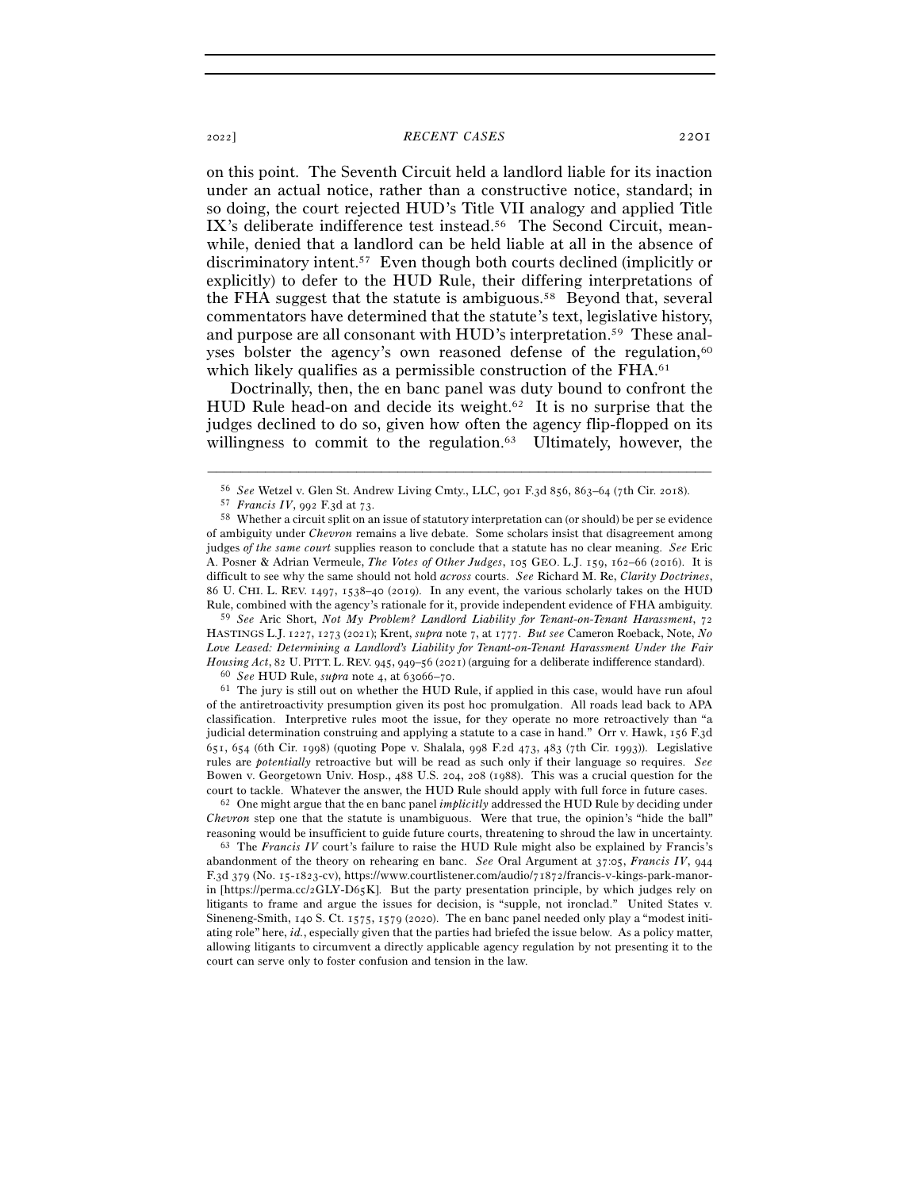on this point. The Seventh Circuit held a landlord liable for its inaction under an actual notice, rather than a constructive notice, standard; in so doing, the court rejected HUD's Title VII analogy and applied Title IX's deliberate indifference test instead.[56] The Second Circuit, meanwhile, denied that a landlord can be held liable at all in the absence of discriminatory intent.[57] Even though both courts declined (implicitly or explicitly) to defer to the HUD Rule, their differing interpretations of the FHA suggest that the statute is ambiguous.[58] Beyond that, several commentators have determined that the statute's text, legislative history, and purpose are all consonant with HUD's interpretation.[59] These analyses bolster the agency's own reasoned defense of the regulation,[60] which likely qualifies as a permissible construction of the FHA.[61]

Doctrinally, then, the en banc panel was duty bound to confront the HUD Rule head-on and decide its weight.[62] It is no surprise that the judges declined to do so, given how often the agency flip-flopped on its willingness to commit to the regulation.[63] Ultimately, however, the

---

[56] *See* Wetzel v. Glen St. Andrew Living Cmty., LLC, 901 F.3d 856, 863–64 (7th Cir. 2018).

[57] *Francis IV*, 992 F.3d at 73.

[58] Whether a circuit split on an issue of statutory interpretation can (or should) be per se evidence of ambiguity under *Chevron* remains a live debate. Some scholars insist that disagreement among judges *of the same court* supplies reason to conclude that a statute has no clear meaning. *See* Eric A. Posner & Adrian Vermeule, *The Votes of Other Judges*, 105 GEO. L.J. 159, 162–66 (2016). It is difficult to see why the same should not hold *across* courts. *See* Richard M. Re, *Clarity Doctrines*, 86 U. CHI. L. REV. 1497, 1538–40 (2019). In any event, the various scholarly takes on the HUD Rule, combined with the agency's rationale for it, provide independent evidence of FHA ambiguity.

[59] *See* Aric Short, *Not My Problem? Landlord Liability for Tenant-on-Tenant Harassment*, 72 HASTINGS L.J. 1227, 1273 (2021); Krent, *supra* note 7, at 1777. *But see* Cameron Roeback, Note, *No Love Leased: Determining a Landlord's Liability for Tenant-on-Tenant Harassment Under the Fair Housing Act*, 82 U. PITT. L. REV. 945, 949–56 (2021) (arguing for a deliberate indifference standard).

[60] *See* HUD Rule, *supra* note 4, at 63066–70.

[61] The jury is still out on whether the HUD Rule, if applied in this case, would have run afoul of the antiretroactivity presumption given its post hoc promulgation. All roads lead back to APA classification. Interpretive rules moot the issue, for they operate no more retroactively than "a judicial determination construing and applying a statute to a case in hand." Orr v. Hawk, 156 F.3d 651, 654 (6th Cir. 1998) (quoting Pope v. Shalala, 998 F.2d 473, 483 (7th Cir. 1993)). Legislative rules are *potentially* retroactive but will be read as such only if their language so requires. *See* Bowen v. Georgetown Univ. Hosp., 488 U.S. 204, 208 (1988). This was a crucial question for the court to tackle. Whatever the answer, the HUD Rule should apply with full force in future cases.

[62] One might argue that the en banc panel *implicitly* addressed the HUD Rule by deciding under *Chevron* step one that the statute is unambiguous. Were that true, the opinion's "hide the ball" reasoning would be insufficient to guide future courts, threatening to shroud the law in uncertainty.

[63] The *Francis IV* court's failure to raise the HUD Rule might also be explained by Francis's abandonment of the theory on rehearing en banc. *See* Oral Argument at 37:05, *Francis IV*, 944 F.3d 379 (No. 15-1823-cv), https://www.courtlistener.com/audio/71872/francis-v-kings-park-manor-in [https://perma.cc/2GLY-D65K]. But the party presentation principle, by which judges rely on litigants to frame and argue the issues for decision, is "supple, not ironclad." United States v. Sineneng-Smith, 140 S. Ct. 1575, 1579 (2020). The en banc panel needed only play a "modest initiating role" here, *id.*, especially given that the parties had briefed the issue below. As a policy matter, allowing litigants to circumvent a directly applicable agency regulation by not presenting it to the court can serve only to foster confusion and tension in the law.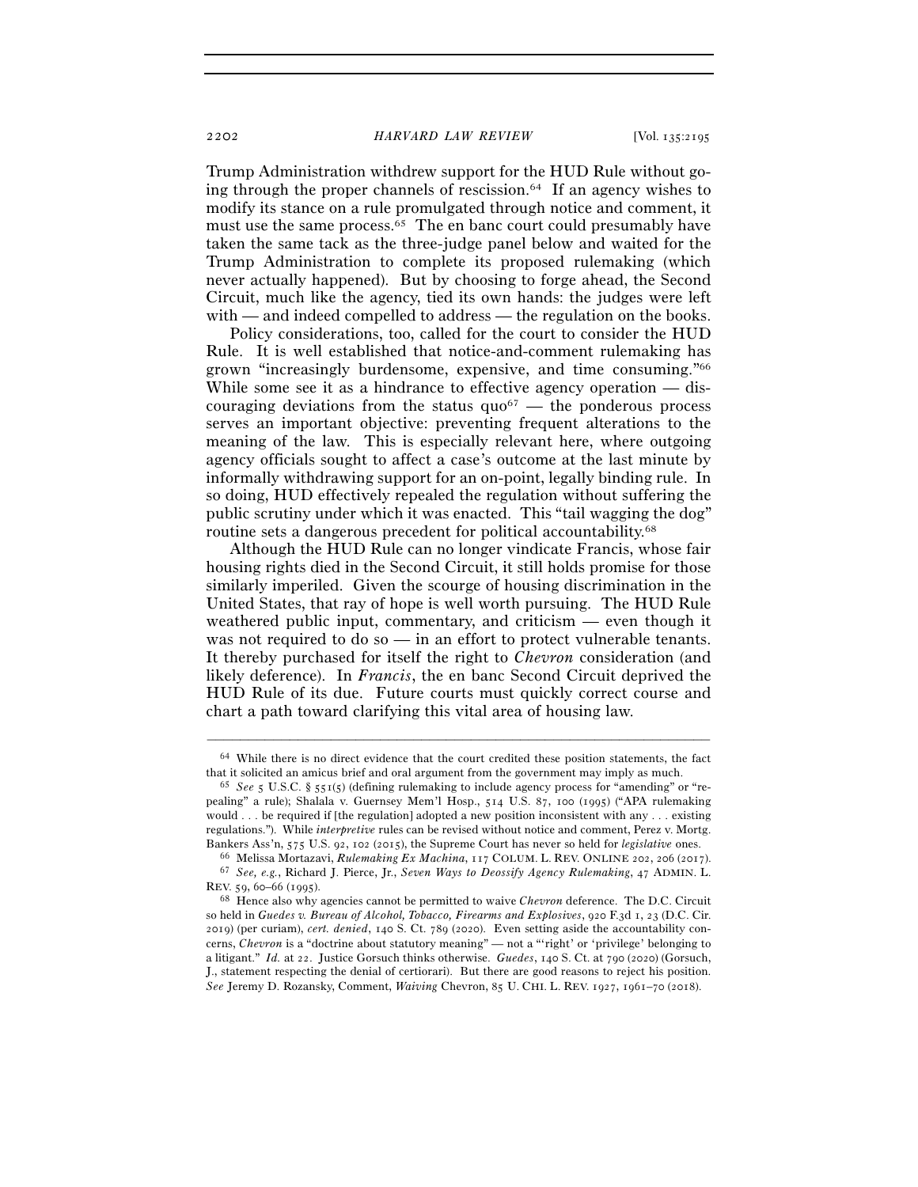Trump Administration withdrew support for the HUD Rule without going through the proper channels of rescission.[64] If an agency wishes to modify its stance on a rule promulgated through notice and comment, it must use the same process.[65] The en banc court could presumably have taken the same tack as the three-judge panel below and waited for the Trump Administration to complete its proposed rulemaking (which never actually happened). But by choosing to forge ahead, the Second Circuit, much like the agency, tied its own hands: the judges were left with — and indeed compelled to address — the regulation on the books.

Policy considerations, too, called for the court to consider the HUD Rule. It is well established that notice-and-comment rulemaking has grown "increasingly burdensome, expensive, and time consuming."[66] While some see it as a hindrance to effective agency operation — discouraging deviations from the status quo[67] — the ponderous process serves an important objective: preventing frequent alterations to the meaning of the law. This is especially relevant here, where outgoing agency officials sought to affect a case's outcome at the last minute by informally withdrawing support for an on-point, legally binding rule. In so doing, HUD effectively repealed the regulation without suffering the public scrutiny under which it was enacted. This "tail wagging the dog" routine sets a dangerous precedent for political accountability.[68]

Although the HUD Rule can no longer vindicate Francis, whose fair housing rights died in the Second Circuit, it still holds promise for those similarly imperiled. Given the scourge of housing discrimination in the United States, that ray of hope is well worth pursuing. The HUD Rule weathered public input, commentary, and criticism — even though it was not required to do so — in an effort to protect vulnerable tenants. It thereby purchased for itself the right to *Chevron* consideration (and likely deference). In *Francis*, the en banc Second Circuit deprived the HUD Rule of its due. Future courts must quickly correct course and chart a path toward clarifying this vital area of housing law.

---

[64] While there is no direct evidence that the court credited these position statements, the fact that it solicited an amicus brief and oral argument from the government may imply as much.

[65] *See* 5 U.S.C. § 551(5) (defining rulemaking to include agency process for "amending" or "repealing" a rule); Shalala v. Guernsey Mem'l Hosp., 514 U.S. 87, 100 (1995) ("APA rulemaking would . . . be required if [the regulation] adopted a new position inconsistent with any . . . existing regulations."). While *interpretive* rules can be revised without notice and comment, Perez v. Mortg. Bankers Ass'n, 575 U.S. 92, 102 (2015), the Supreme Court has never so held for *legislative* ones.

[66] Melissa Mortazavi, *Rulemaking Ex Machina*, 117 COLUM. L. REV. ONLINE 202, 206 (2017).

[67] *See, e.g.*, Richard J. Pierce, Jr., *Seven Ways to Deossify Agency Rulemaking*, 47 ADMIN. L. REV. 59, 60–66 (1995).

[68] Hence also why agencies cannot be permitted to waive *Chevron* deference. The D.C. Circuit so held in *Guedes v. Bureau of Alcohol, Tobacco, Firearms and Explosives*, 920 F.3d 1, 23 (D.C. Cir. 2019) (per curiam), *cert. denied*, 140 S. Ct. 789 (2020). Even setting aside the accountability concerns, *Chevron* is a "doctrine about statutory meaning" — not a "'right' or 'privilege' belonging to a litigant." *Id.* at 22. Justice Gorsuch thinks otherwise. *Guedes*, 140 S. Ct. at 790 (2020) (Gorsuch, J., statement respecting the denial of certiorari). But there are good reasons to reject his position. *See* Jeremy D. Rozansky, Comment, *Waiving* Chevron, 85 U. CHI. L. REV. 1927, 1961–70 (2018).